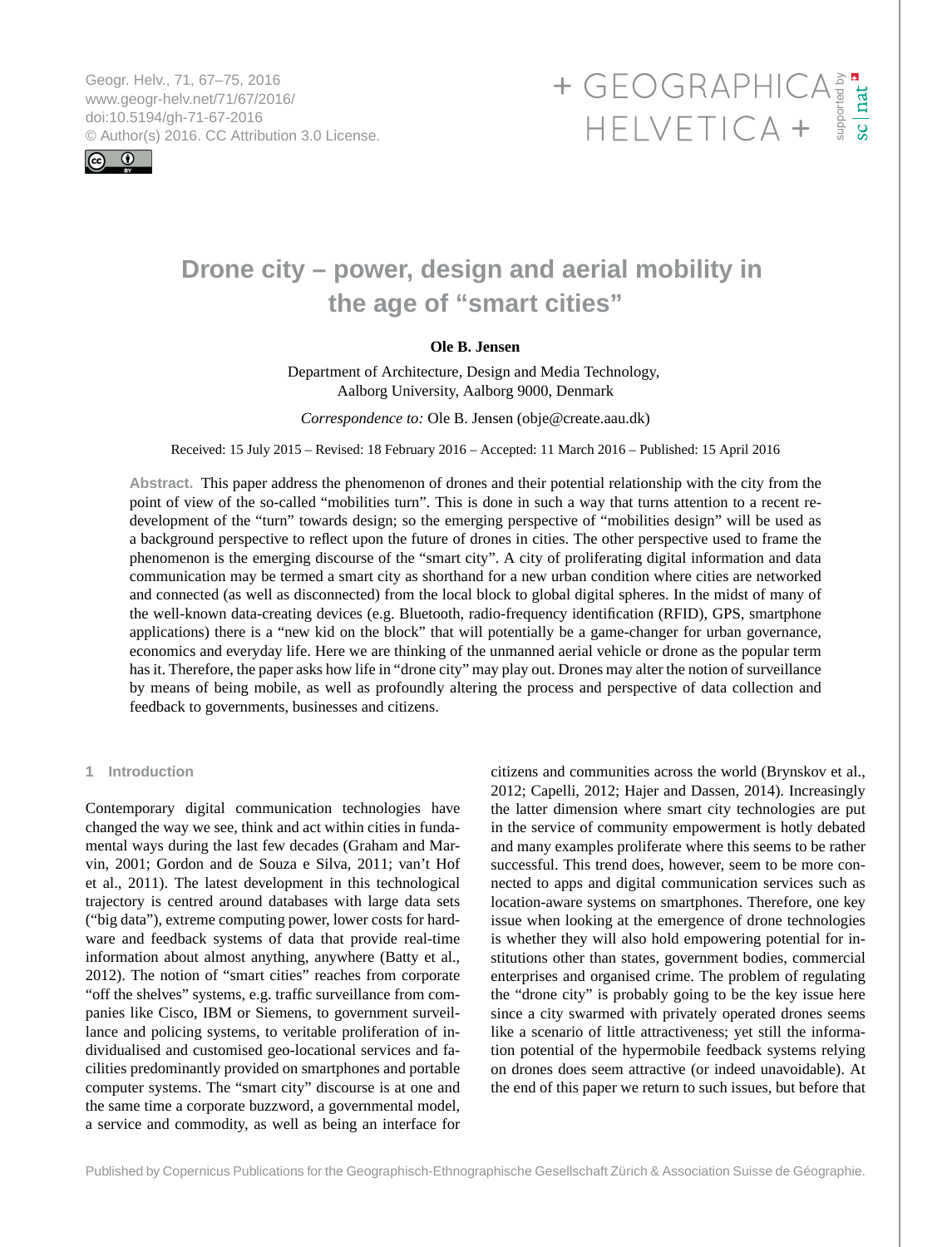# Drone city – power, design and aerial mobility in the age of "smart cities"

**Ole B. Jensen**

Department of Architecture, Design and Media Technology, Aalborg University, Aalborg 9000, Denmark

*Correspondence to:* Ole B. Jensen (obje@create.aau.dk)

Received: 15 July 2015 – Revised: 18 February 2016 – Accepted: 11 March 2016 – Published: 15 April 2016

**Abstract.** This paper address the phenomenon of drones and their potential relationship with the city from the point of view of the so-called "mobilities turn". This is done in such a way that turns attention to a recent redevelopment of the "turn" towards design; so the emerging perspective of "mobilities design" will be used as a background perspective to reflect upon the future of drones in cities. The other perspective used to frame the phenomenon is the emerging discourse of the "smart city". A city of proliferating digital information and data communication may be termed a smart city as shorthand for a new urban condition where cities are networked and connected (as well as disconnected) from the local block to global digital spheres. In the midst of many of the well-known data-creating devices (e.g. Bluetooth, radio-frequency identification (RFID), GPS, smartphone applications) there is a "new kid on the block" that will potentially be a game-changer for urban governance, economics and everyday life. Here we are thinking of the unmanned aerial vehicle or drone as the popular term has it. Therefore, the paper asks how life in "drone city" may play out. Drones may alter the notion of surveillance by means of being mobile, as well as profoundly altering the process and perspective of data collection and feedback to governments, businesses and citizens.

## 1 Introduction

Contemporary digital communication technologies have changed the way we see, think and act within cities in fundamental ways during the last few decades (Graham and Marvin, 2001; Gordon and de Souza e Silva, 2011; van't Hof et al., 2011). The latest development in this technological trajectory is centred around databases with large data sets ("big data"), extreme computing power, lower costs for hardware and feedback systems of data that provide real-time information about almost anything, anywhere (Batty et al., 2012). The notion of "smart cities" reaches from corporate "off the shelves" systems, e.g. traffic surveillance from companies like Cisco, IBM or Siemens, to government surveillance and policing systems, to veritable proliferation of individualised and customised geo-locational services and facilities predominantly provided on smartphones and portable computer systems. The "smart city" discourse is at one and the same time a corporate buzzword, a governmental model, a service and commodity, as well as being an interface for citizens and communities across the world (Brynskov et al., 2012; Capelli, 2012; Hajer and Dassen, 2014). Increasingly the latter dimension where smart city technologies are put in the service of community empowerment is hotly debated and many examples proliferate where this seems to be rather successful. This trend does, however, seem to be more connected to apps and digital communication services such as location-aware systems on smartphones. Therefore, one key issue when looking at the emergence of drone technologies is whether they will also hold empowering potential for institutions other than states, government bodies, commercial enterprises and organised crime. The problem of regulating the "drone city" is probably going to be the key issue here since a city swarmed with privately operated drones seems like a scenario of little attractiveness; yet still the information potential of the hypermobile feedback systems relying on drones does seem attractive (or indeed unavoidable). At the end of this paper we return to such issues, but before that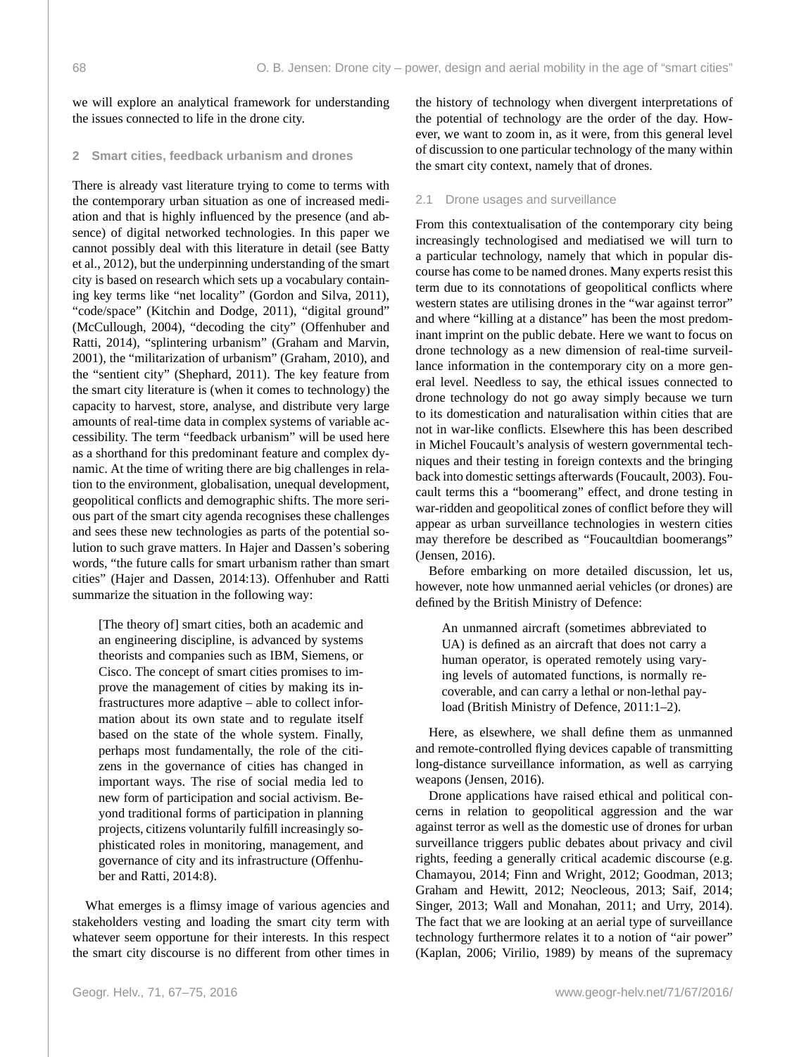we will explore an analytical framework for understanding the issues connected to life in the drone city.

## 2 Smart cities, feedback urbanism and drones

There is already vast literature trying to come to terms with the contemporary urban situation as one of increased mediation and that is highly influenced by the presence (and absence) of digital networked technologies. In this paper we cannot possibly deal with this literature in detail (see Batty et al., 2012), but the underpinning understanding of the smart city is based on research which sets up a vocabulary containing key terms like "net locality" (Gordon and Silva, 2011), "code/space" (Kitchin and Dodge, 2011), "digital ground" (McCullough, 2004), "decoding the city" (Offenhuber and Ratti, 2014), "splintering urbanism" (Graham and Marvin, 2001), the "militarization of urbanism" (Graham, 2010), and the "sentient city" (Shephard, 2011). The key feature from the smart city literature is (when it comes to technology) the capacity to harvest, store, analyse, and distribute very large amounts of real-time data in complex systems of variable accessibility. The term "feedback urbanism" will be used here as a shorthand for this predominant feature and complex dynamic. At the time of writing there are big challenges in relation to the environment, globalisation, unequal development, geopolitical conflicts and demographic shifts. The more serious part of the smart city agenda recognises these challenges and sees these new technologies as parts of the potential solution to such grave matters. In Hajer and Dassen's sobering words, "the future calls for smart urbanism rather than smart cities" (Hajer and Dassen, 2014:13). Offenhuber and Ratti summarize the situation in the following way:

> [The theory of] smart cities, both an academic and an engineering discipline, is advanced by systems theorists and companies such as IBM, Siemens, or Cisco. The concept of smart cities promises to improve the management of cities by making its infrastructures more adaptive – able to collect information about its own state and to regulate itself based on the state of the whole system. Finally, perhaps most fundamentally, the role of the citizens in the governance of cities has changed in important ways. The rise of social media led to new form of participation and social activism. Beyond traditional forms of participation in planning projects, citizens voluntarily fulfill increasingly sophisticated roles in monitoring, management, and governance of city and its infrastructure (Offenhuber and Ratti, 2014:8).

What emerges is a flimsy image of various agencies and stakeholders vesting and loading the smart city term with whatever seem opportune for their interests. In this respect the smart city discourse is no different from other times in the history of technology when divergent interpretations of the potential of technology are the order of the day. However, we want to zoom in, as it were, from this general level of discussion to one particular technology of the many within the smart city context, namely that of drones.

### 2.1 Drone usages and surveillance

From this contextualisation of the contemporary city being increasingly technologised and mediatised we will turn to a particular technology, namely that which in popular discourse has come to be named drones. Many experts resist this term due to its connotations of geopolitical conflicts where western states are utilising drones in the "war against terror" and where "killing at a distance" has been the most predominant imprint on the public debate. Here we want to focus on drone technology as a new dimension of real-time surveillance information in the contemporary city on a more general level. Needless to say, the ethical issues connected to drone technology do not go away simply because we turn to its domestication and naturalisation within cities that are not in war-like conflicts. Elsewhere this has been described in Michel Foucault's analysis of western governmental techniques and their testing in foreign contexts and the bringing back into domestic settings afterwards (Foucault, 2003). Foucault terms this a "boomerang" effect, and drone testing in war-ridden and geopolitical zones of conflict before they will appear as urban surveillance technologies in western cities may therefore be described as "Foucaultdian boomerangs" (Jensen, 2016).

Before embarking on more detailed discussion, let us, however, note how unmanned aerial vehicles (or drones) are defined by the British Ministry of Defence:

> An unmanned aircraft (sometimes abbreviated to UA) is defined as an aircraft that does not carry a human operator, is operated remotely using varying levels of automated functions, is normally recoverable, and can carry a lethal or non-lethal payload (British Ministry of Defence, 2011:1–2).

Here, as elsewhere, we shall define them as unmanned and remote-controlled flying devices capable of transmitting long-distance surveillance information, as well as carrying weapons (Jensen, 2016).

Drone applications have raised ethical and political concerns in relation to geopolitical aggression and the war against terror as well as the domestic use of drones for urban surveillance triggers public debates about privacy and civil rights, feeding a generally critical academic discourse (e.g. Chamayou, 2014; Finn and Wright, 2012; Goodman, 2013; Graham and Hewitt, 2012; Neocleous, 2013; Saif, 2014; Singer, 2013; Wall and Monahan, 2011; and Urry, 2014). The fact that we are looking at an aerial type of surveillance technology furthermore relates it to a notion of "air power" (Kaplan, 2006; Virilio, 1989) by means of the supremacy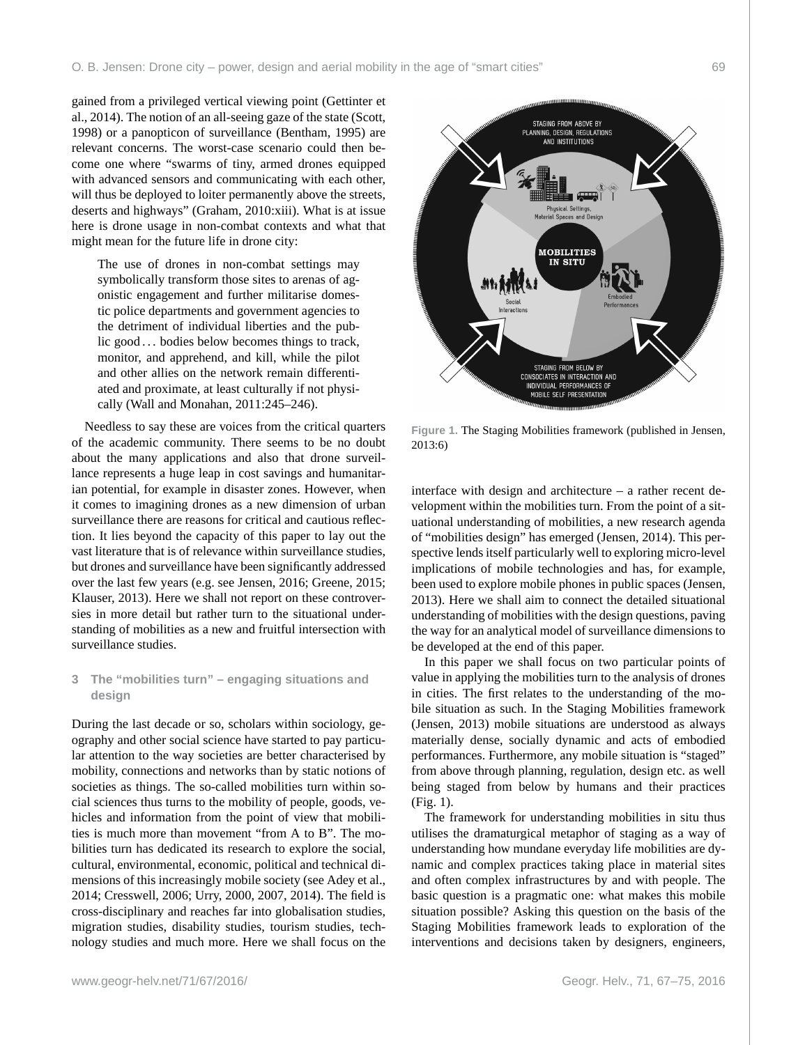gained from a privileged vertical viewing point (Gettinter et al., 2014). The notion of an all-seeing gaze of the state (Scott, 1998) or a panopticon of surveillance (Bentham, 1995) are relevant concerns. The worst-case scenario could then become one where "swarms of tiny, armed drones equipped with advanced sensors and communicating with each other, will thus be deployed to loiter permanently above the streets, deserts and highways" (Graham, 2010:xiii). What is at issue here is drone usage in non-combat contexts and what that might mean for the future life in drone city:

> The use of drones in non-combat settings may symbolically transform those sites to arenas of agonistic engagement and further militarise domestic police departments and government agencies to the detriment of individual liberties and the public good . . . bodies below becomes things to track, monitor, and apprehend, and kill, while the pilot and other allies on the network remain differentiated and proximate, at least culturally if not physically (Wall and Monahan, 2011:245–246).

Needless to say these are voices from the critical quarters of the academic community. There seems to be no doubt about the many applications and also that drone surveillance represents a huge leap in cost savings and humanitarian potential, for example in disaster zones. However, when it comes to imagining drones as a new dimension of urban surveillance there are reasons for critical and cautious reflection. It lies beyond the capacity of this paper to lay out the vast literature that is of relevance within surveillance studies, but drones and surveillance have been significantly addressed over the last few years (e.g. see Jensen, 2016; Greene, 2015; Klauser, 2013). Here we shall not report on these controversies in more detail but rather turn to the situational understanding of mobilities as a new and fruitful intersection with surveillance studies.

## 3 The "mobilities turn" – engaging situations and design

During the last decade or so, scholars within sociology, geography and other social science have started to pay particular attention to the way societies are better characterised by mobility, connections and networks than by static notions of societies as things. The so-called mobilities turn within social sciences thus turns to the mobility of people, goods, vehicles and information from the point of view that mobilities is much more than movement "from A to B". The mobilities turn has dedicated its research to explore the social, cultural, environmental, economic, political and technical dimensions of this increasingly mobile society (see Adey et al., 2014; Cresswell, 2006; Urry, 2000, 2007, 2014). The field is cross-disciplinary and reaches far into globalisation studies, migration studies, disability studies, tourism studies, technology studies and much more. Here we shall focus on the interface with design and architecture – a rather recent development within the mobilities turn. From the point of a situational understanding of mobilities, a new research agenda of "mobilities design" has emerged (Jensen, 2014). This perspective lends itself particularly well to exploring micro-level implications of mobile technologies and has, for example, been used to explore mobile phones in public spaces (Jensen, 2013). Here we shall aim to connect the detailed situational understanding of mobilities with the design questions, paving the way for an analytical model of surveillance dimensions to be developed at the end of this paper.

Figure 1. The Staging Mobilities framework (published in Jensen, 2013:6)

In this paper we shall focus on two particular points of value in applying the mobilities turn to the analysis of drones in cities. The first relates to the understanding of the mobile situation as such. In the Staging Mobilities framework (Jensen, 2013) mobile situations are understood as always materially dense, socially dynamic and acts of embodied performances. Furthermore, any mobile situation is "staged" from above through planning, regulation, design etc. as well being staged from below by humans and their practices (Fig. 1).

The framework for understanding mobilities in situ thus utilises the dramaturgical metaphor of staging as a way of understanding how mundane everyday life mobilities are dynamic and complex practices taking place in material sites and often complex infrastructures by and with people. The basic question is a pragmatic one: what makes this mobile situation possible? Asking this question on the basis of the Staging Mobilities framework leads to exploration of the interventions and decisions taken by designers, engineers,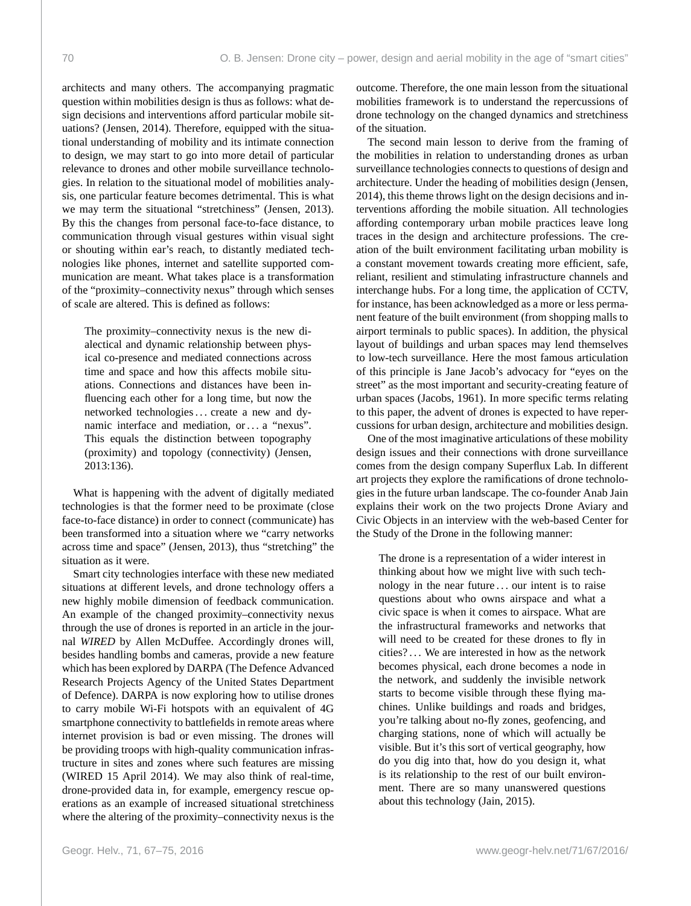architects and many others. The accompanying pragmatic question within mobilities design is thus as follows: what design decisions and interventions afford particular mobile situations? (Jensen, 2014). Therefore, equipped with the situational understanding of mobility and its intimate connection to design, we may start to go into more detail of particular relevance to drones and other mobile surveillance technologies. In relation to the situational model of mobilities analysis, one particular feature becomes detrimental. This is what we may term the situational "stretchiness" (Jensen, 2013). By this the changes from personal face-to-face distance, to communication through visual gestures within visual sight or shouting within ear's reach, to distantly mediated technologies like phones, internet and satellite supported communication are meant. What takes place is a transformation of the "proximity–connectivity nexus" through which senses of scale are altered. This is defined as follows:

> The proximity–connectivity nexus is the new dialectical and dynamic relationship between physical co-presence and mediated connections across time and space and how this affects mobile situations. Connections and distances have been influencing each other for a long time, but now the networked technologies ... create a new and dynamic interface and mediation, or ... a "nexus". This equals the distinction between topography (proximity) and topology (connectivity) (Jensen, 2013:136).

What is happening with the advent of digitally mediated technologies is that the former need to be proximate (close face-to-face distance) in order to connect (communicate) has been transformed into a situation where we "carry networks across time and space" (Jensen, 2013), thus "stretching" the situation as it were.

Smart city technologies interface with these new mediated situations at different levels, and drone technology offers a new highly mobile dimension of feedback communication. An example of the changed proximity–connectivity nexus through the use of drones is reported in an article in the journal *WIRED* by Allen McDuffee. Accordingly drones will, besides handling bombs and cameras, provide a new feature which has been explored by DARPA (The Defence Advanced Research Projects Agency of the United States Department of Defence). DARPA is now exploring how to utilise drones to carry mobile Wi-Fi hotspots with an equivalent of 4G smartphone connectivity to battlefields in remote areas where internet provision is bad or even missing. The drones will be providing troops with high-quality communication infrastructure in sites and zones where such features are missing (WIRED 15 April 2014). We may also think of real-time, drone-provided data in, for example, emergency rescue operations as an example of increased situational stretchiness where the altering of the proximity–connectivity nexus is the outcome. Therefore, the one main lesson from the situational mobilities framework is to understand the repercussions of drone technology on the changed dynamics and stretchiness of the situation.

The second main lesson to derive from the framing of the mobilities in relation to understanding drones as urban surveillance technologies connects to questions of design and architecture. Under the heading of mobilities design (Jensen, 2014), this theme throws light on the design decisions and interventions affording the mobile situation. All technologies affording contemporary urban mobile practices leave long traces in the design and architecture professions. The creation of the built environment facilitating urban mobility is a constant movement towards creating more efficient, safe, reliant, resilient and stimulating infrastructure channels and interchange hubs. For a long time, the application of CCTV, for instance, has been acknowledged as a more or less permanent feature of the built environment (from shopping malls to airport terminals to public spaces). In addition, the physical layout of buildings and urban spaces may lend themselves to low-tech surveillance. Here the most famous articulation of this principle is Jane Jacob's advocacy for "eyes on the street" as the most important and security-creating feature of urban spaces (Jacobs, 1961). In more specific terms relating to this paper, the advent of drones is expected to have repercussions for urban design, architecture and mobilities design.

One of the most imaginative articulations of these mobility design issues and their connections with drone surveillance comes from the design company Superflux Lab. In different art projects they explore the ramifications of drone technologies in the future urban landscape. The co-founder Anab Jain explains their work on the two projects Drone Aviary and Civic Objects in an interview with the web-based Center for the Study of the Drone in the following manner:

> The drone is a representation of a wider interest in thinking about how we might live with such technology in the near future ... our intent is to raise questions about who owns airspace and what a civic space is when it comes to airspace. What are the infrastructural frameworks and networks that will need to be created for these drones to fly in cities? ... We are interested in how as the network becomes physical, each drone becomes a node in the network, and suddenly the invisible network starts to become visible through these flying machines. Unlike buildings and roads and bridges, you're talking about no-fly zones, geofencing, and charging stations, none of which will actually be visible. But it's this sort of vertical geography, how do you dig into that, how do you design it, what is its relationship to the rest of our built environment. There are so many unanswered questions about this technology (Jain, 2015).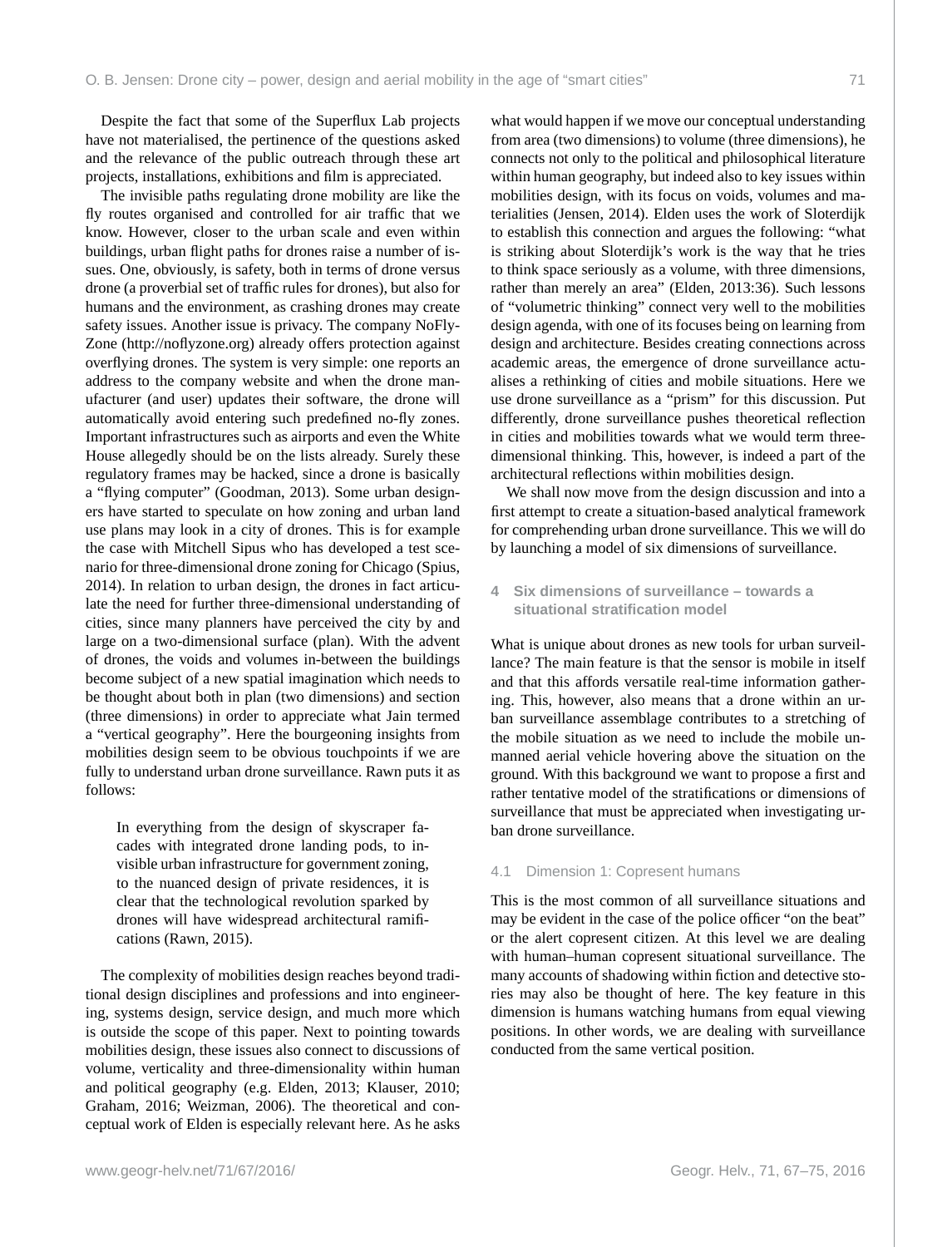Despite the fact that some of the Superflux Lab projects have not materialised, the pertinence of the questions asked and the relevance of the public outreach through these art projects, installations, exhibitions and film is appreciated.

The invisible paths regulating drone mobility are like the fly routes organised and controlled for air traffic that we know. However, closer to the urban scale and even within buildings, urban flight paths for drones raise a number of issues. One, obviously, is safety, both in terms of drone versus drone (a proverbial set of traffic rules for drones), but also for humans and the environment, as crashing drones may create safety issues. Another issue is privacy. The company NoFlyZone (http://noflyzone.org) already offers protection against overflying drones. The system is very simple: one reports an address to the company website and when the drone manufacturer (and user) updates their software, the drone will automatically avoid entering such predefined no-fly zones. Important infrastructures such as airports and even the White House allegedly should be on the lists already. Surely these regulatory frames may be hacked, since a drone is basically a "flying computer" (Goodman, 2013). Some urban designers have started to speculate on how zoning and urban land use plans may look in a city of drones. This is for example the case with Mitchell Sipus who has developed a test scenario for three-dimensional drone zoning for Chicago (Spius, 2014). In relation to urban design, the drones in fact articulate the need for further three-dimensional understanding of cities, since many planners have perceived the city by and large on a two-dimensional surface (plan). With the advent of drones, the voids and volumes in-between the buildings become subject of a new spatial imagination which needs to be thought about both in plan (two dimensions) and section (three dimensions) in order to appreciate what Jain termed a "vertical geography". Here the bourgeoning insights from mobilities design seem to be obvious touchpoints if we are fully to understand urban drone surveillance. Rawn puts it as follows:

> In everything from the design of skyscraper facades with integrated drone landing pods, to invisible urban infrastructure for government zoning, to the nuanced design of private residences, it is clear that the technological revolution sparked by drones will have widespread architectural ramifications (Rawn, 2015).

The complexity of mobilities design reaches beyond traditional design disciplines and professions and into engineering, systems design, service design, and much more which is outside the scope of this paper. Next to pointing towards mobilities design, these issues also connect to discussions of volume, verticality and three-dimensionality within human and political geography (e.g. Elden, 2013; Klauser, 2010; Graham, 2016; Weizman, 2006). The theoretical and conceptual work of Elden is especially relevant here. As he asks what would happen if we move our conceptual understanding from area (two dimensions) to volume (three dimensions), he connects not only to the political and philosophical literature within human geography, but indeed also to key issues within mobilities design, with its focus on voids, volumes and materialities (Jensen, 2014). Elden uses the work of Sloterdijk to establish this connection and argues the following: "what is striking about Sloterdijk's work is the way that he tries to think space seriously as a volume, with three dimensions, rather than merely an area" (Elden, 2013:36). Such lessons of "volumetric thinking" connect very well to the mobilities design agenda, with one of its focuses being on learning from design and architecture. Besides creating connections across academic areas, the emergence of drone surveillance actualises a rethinking of cities and mobile situations. Here we use drone surveillance as a "prism" for this discussion. Put differently, drone surveillance pushes theoretical reflection in cities and mobilities towards what we would term three-dimensional thinking. This, however, is indeed a part of the architectural reflections within mobilities design.

We shall now move from the design discussion and into a first attempt to create a situation-based analytical framework for comprehending urban drone surveillance. This we will do by launching a model of six dimensions of surveillance.

## 4 Six dimensions of surveillance – towards a situational stratification model

What is unique about drones as new tools for urban surveillance? The main feature is that the sensor is mobile in itself and that this affords versatile real-time information gathering. This, however, also means that a drone within an urban surveillance assemblage contributes to a stretching of the mobile situation as we need to include the mobile unmanned aerial vehicle hovering above the situation on the ground. With this background we want to propose a first and rather tentative model of the stratifications or dimensions of surveillance that must be appreciated when investigating urban drone surveillance.

### 4.1 Dimension 1: Copresent humans

This is the most common of all surveillance situations and may be evident in the case of the police officer "on the beat" or the alert copresent citizen. At this level we are dealing with human–human copresent situational surveillance. The many accounts of shadowing within fiction and detective stories may also be thought of here. The key feature in this dimension is humans watching humans from equal viewing positions. In other words, we are dealing with surveillance conducted from the same vertical position.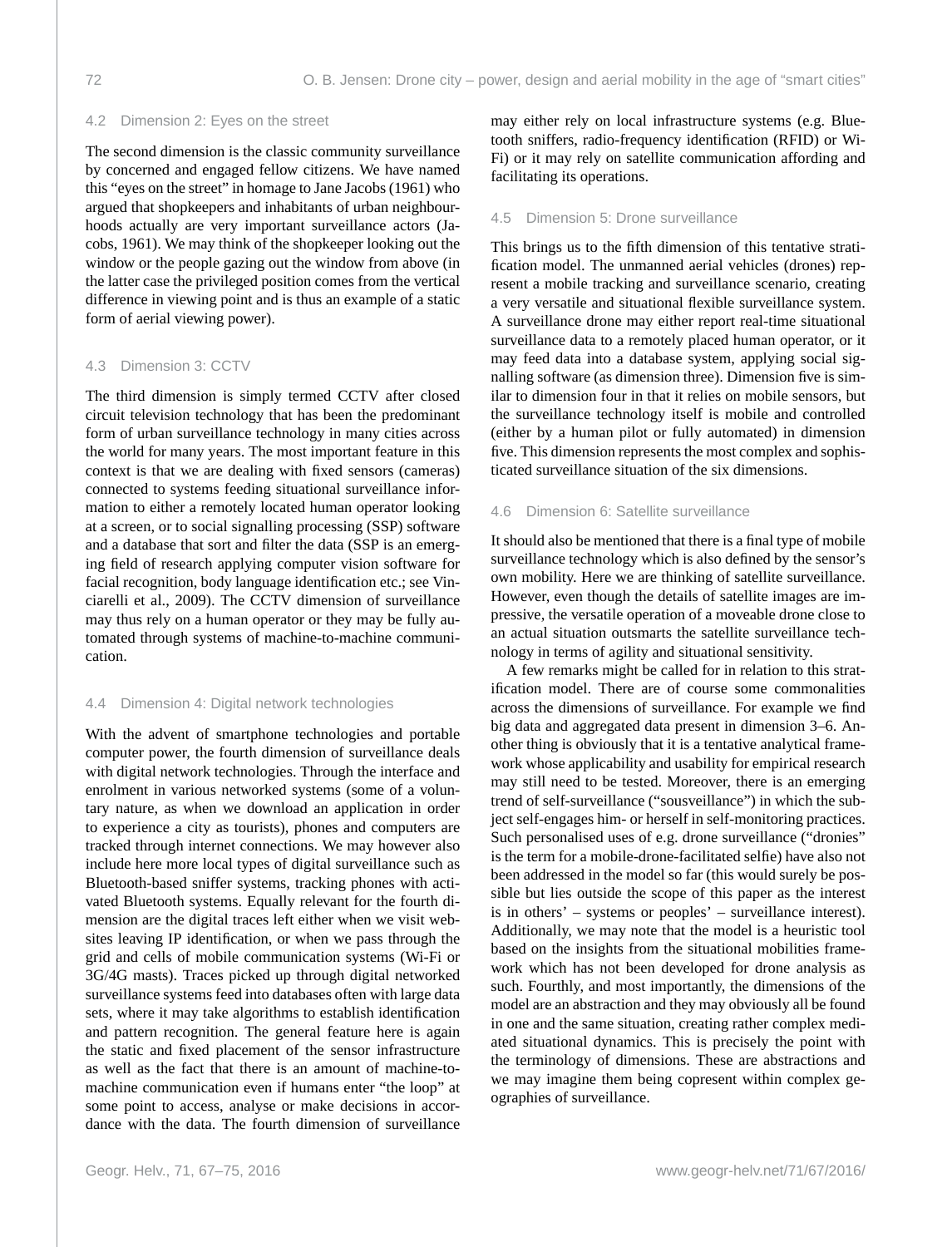### 4.2 Dimension 2: Eyes on the street

The second dimension is the classic community surveillance by concerned and engaged fellow citizens. We have named this "eyes on the street" in homage to Jane Jacobs (1961) who argued that shopkeepers and inhabitants of urban neighbourhoods actually are very important surveillance actors (Jacobs, 1961). We may think of the shopkeeper looking out the window or the people gazing out the window from above (in the latter case the privileged position comes from the vertical difference in viewing point and is thus an example of a static form of aerial viewing power).

### 4.3 Dimension 3: CCTV

The third dimension is simply termed CCTV after closed circuit television technology that has been the predominant form of urban surveillance technology in many cities across the world for many years. The most important feature in this context is that we are dealing with fixed sensors (cameras) connected to systems feeding situational surveillance information to either a remotely located human operator looking at a screen, or to social signalling processing (SSP) software and a database that sort and filter the data (SSP is an emerging field of research applying computer vision software for facial recognition, body language identification etc.; see Vinciarelli et al., 2009). The CCTV dimension of surveillance may thus rely on a human operator or they may be fully automated through systems of machine-to-machine communication.

### 4.4 Dimension 4: Digital network technologies

With the advent of smartphone technologies and portable computer power, the fourth dimension of surveillance deals with digital network technologies. Through the interface and enrolment in various networked systems (some of a voluntary nature, as when we download an application in order to experience a city as tourists), phones and computers are tracked through internet connections. We may however also include here more local types of digital surveillance such as Bluetooth-based sniffer systems, tracking phones with activated Bluetooth systems. Equally relevant for the fourth dimension are the digital traces left either when we visit websites leaving IP identification, or when we pass through the grid and cells of mobile communication systems (Wi-Fi or 3G/4G masts). Traces picked up through digital networked surveillance systems feed into databases often with large data sets, where it may take algorithms to establish identification and pattern recognition. The general feature here is again the static and fixed placement of the sensor infrastructure as well as the fact that there is an amount of machine-to-machine communication even if humans enter "the loop" at some point to access, analyse or make decisions in accordance with the data. The fourth dimension of surveillance may either rely on local infrastructure systems (e.g. Bluetooth sniffers, radio-frequency identification (RFID) or Wi-Fi) or it may rely on satellite communication affording and facilitating its operations.

### 4.5 Dimension 5: Drone surveillance

This brings us to the fifth dimension of this tentative stratification model. The unmanned aerial vehicles (drones) represent a mobile tracking and surveillance scenario, creating a very versatile and situational flexible surveillance system. A surveillance drone may either report real-time situational surveillance data to a remotely placed human operator, or it may feed data into a database system, applying social signalling software (as dimension three). Dimension five is similar to dimension four in that it relies on mobile sensors, but the surveillance technology itself is mobile and controlled (either by a human pilot or fully automated) in dimension five. This dimension represents the most complex and sophisticated surveillance situation of the six dimensions.

### 4.6 Dimension 6: Satellite surveillance

It should also be mentioned that there is a final type of mobile surveillance technology which is also defined by the sensor's own mobility. Here we are thinking of satellite surveillance. However, even though the details of satellite images are impressive, the versatile operation of a moveable drone close to an actual situation outsmarts the satellite surveillance technology in terms of agility and situational sensitivity.

A few remarks might be called for in relation to this stratification model. There are of course some commonalities across the dimensions of surveillance. For example we find big data and aggregated data present in dimension 3–6. Another thing is obviously that it is a tentative analytical framework whose applicability and usability for empirical research may still need to be tested. Moreover, there is an emerging trend of self-surveillance ("sousveillance") in which the subject self-engages him- or herself in self-monitoring practices. Such personalised uses of e.g. drone surveillance ("dronies" is the term for a mobile-drone-facilitated selfie) have also not been addressed in the model so far (this would surely be possible but lies outside the scope of this paper as the interest is in others' – systems or peoples' – surveillance interest). Additionally, we may note that the model is a heuristic tool based on the insights from the situational mobilities framework which has not been developed for drone analysis as such. Fourthly, and most importantly, the dimensions of the model are an abstraction and they may obviously all be found in one and the same situation, creating rather complex mediated situational dynamics. This is precisely the point with the terminology of dimensions. These are abstractions and we may imagine them being copresent within complex geographies of surveillance.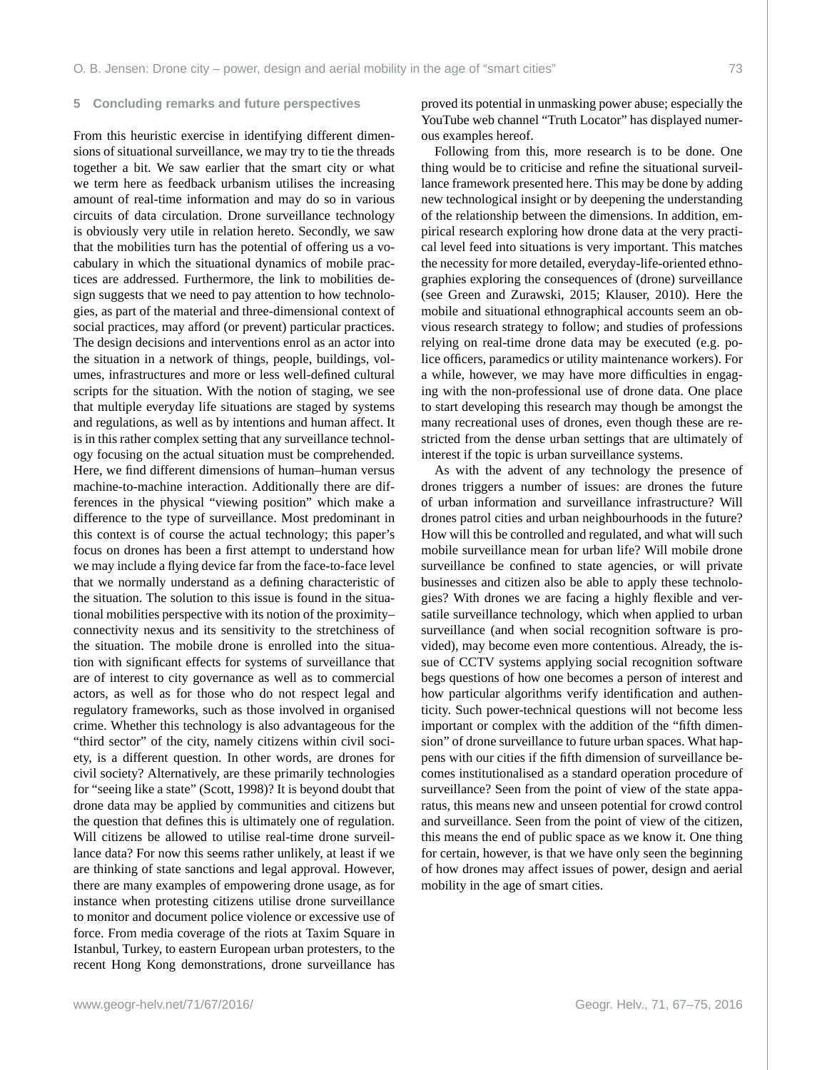## 5 Concluding remarks and future perspectives

From this heuristic exercise in identifying different dimensions of situational surveillance, we may try to tie the threads together a bit. We saw earlier that the smart city or what we term here as feedback urbanism utilises the increasing amount of real-time information and may do so in various circuits of data circulation. Drone surveillance technology is obviously very utile in relation hereto. Secondly, we saw that the mobilities turn has the potential of offering us a vocabulary in which the situational dynamics of mobile practices are addressed. Furthermore, the link to mobilities design suggests that we need to pay attention to how technologies, as part of the material and three-dimensional context of social practices, may afford (or prevent) particular practices. The design decisions and interventions enrol as an actor into the situation in a network of things, people, buildings, volumes, infrastructures and more or less well-defined cultural scripts for the situation. With the notion of staging, we see that multiple everyday life situations are staged by systems and regulations, as well as by intentions and human affect. It is in this rather complex setting that any surveillance technology focusing on the actual situation must be comprehended. Here, we find different dimensions of human–human versus machine-to-machine interaction. Additionally there are differences in the physical "viewing position" which make a difference to the type of surveillance. Most predominant in this context is of course the actual technology; this paper's focus on drones has been a first attempt to understand how we may include a flying device far from the face-to-face level that we normally understand as a defining characteristic of the situation. The solution to this issue is found in the situational mobilities perspective with its notion of the proximity–connectivity nexus and its sensitivity to the stretchiness of the situation. The mobile drone is enrolled into the situation with significant effects for systems of surveillance that are of interest to city governance as well as to commercial actors, as well as for those who do not respect legal and regulatory frameworks, such as those involved in organised crime. Whether this technology is also advantageous for the "third sector" of the city, namely citizens within civil society, is a different question. In other words, are drones for civil society? Alternatively, are these primarily technologies for "seeing like a state" (Scott, 1998)? It is beyond doubt that drone data may be applied by communities and citizens but the question that defines this is ultimately one of regulation. Will citizens be allowed to utilise real-time drone surveillance data? For now this seems rather unlikely, at least if we are thinking of state sanctions and legal approval. However, there are many examples of empowering drone usage, as for instance when protesting citizens utilise drone surveillance to monitor and document police violence or excessive use of force. From media coverage of the riots at Taxim Square in Istanbul, Turkey, to eastern European urban protesters, to the recent Hong Kong demonstrations, drone surveillance has proved its potential in unmasking power abuse; especially the YouTube web channel "Truth Locator" has displayed numerous examples hereof.

Following from this, more research is to be done. One thing would be to criticise and refine the situational surveillance framework presented here. This may be done by adding new technological insight or by deepening the understanding of the relationship between the dimensions. In addition, empirical research exploring how drone data at the very practical level feed into situations is very important. This matches the necessity for more detailed, everyday-life-oriented ethnographies exploring the consequences of (drone) surveillance (see Green and Zurawski, 2015; Klauser, 2010). Here the mobile and situational ethnographical accounts seem an obvious research strategy to follow; and studies of professions relying on real-time drone data may be executed (e.g. police officers, paramedics or utility maintenance workers). For a while, however, we may have more difficulties in engaging with the non-professional use of drone data. One place to start developing this research may though be amongst the many recreational uses of drones, even though these are restricted from the dense urban settings that are ultimately of interest if the topic is urban surveillance systems.

As with the advent of any technology the presence of drones triggers a number of issues: are drones the future of urban information and surveillance infrastructure? Will drones patrol cities and urban neighbourhoods in the future? How will this be controlled and regulated, and what will such mobile surveillance mean for urban life? Will mobile drone surveillance be confined to state agencies, or will private businesses and citizen also be able to apply these technologies? With drones we are facing a highly flexible and versatile surveillance technology, which when applied to urban surveillance (and when social recognition software is provided), may become even more contentious. Already, the issue of CCTV systems applying social recognition software begs questions of how one becomes a person of interest and how particular algorithms verify identification and authenticity. Such power-technical questions will not become less important or complex with the addition of the "fifth dimension" of drone surveillance to future urban spaces. What happens with our cities if the fifth dimension of surveillance becomes institutionalised as a standard operation procedure of surveillance? Seen from the point of view of the state apparatus, this means new and unseen potential for crowd control and surveillance. Seen from the point of view of the citizen, this means the end of public space as we know it. One thing for certain, however, is that we have only seen the beginning of how drones may affect issues of power, design and aerial mobility in the age of smart cities.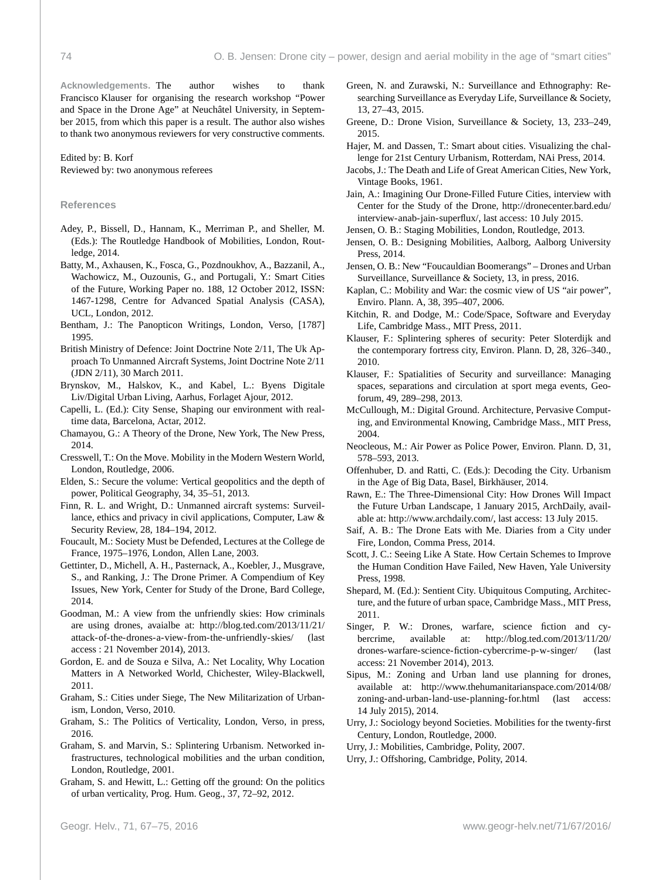**Acknowledgements.** The author wishes to thank Francisco Klauser for organising the research workshop "Power and Space in the Drone Age" at Neuchâtel University, in September 2015, from which this paper is a result. The author also wishes to thank two anonymous reviewers for very constructive comments.

Edited by: B. Korf
Reviewed by: two anonymous referees

## References

Adey, P., Bissell, D., Hannam, K., Merriman P., and Sheller, M. (Eds.): The Routledge Handbook of Mobilities, London, Routledge, 2014.

Batty, M., Axhausen, K., Fosca, G., Pozdnoukhov, A., Bazzanil, A., Wachowicz, M., Ouzounis, G., and Portugali, Y.: Smart Cities of the Future, Working Paper no. 188, 12 October 2012, ISSN: 1467-1298, Centre for Advanced Spatial Analysis (CASA), UCL, London, 2012.

Bentham, J.: The Panopticon Writings, London, Verso, [1787] 1995.

British Ministry of Defence: Joint Doctrine Note 2/11, The Uk Approach To Unmanned Aircraft Systems, Joint Doctrine Note 2/11 (JDN 2/11), 30 March 2011.

Brynskov, M., Halskov, K., and Kabel, L.: Byens Digitale Liv/Digital Urban Living, Aarhus, Forlaget Ajour, 2012.

Capelli, L. (Ed.): City Sense, Shaping our environment with real-time data, Barcelona, Actar, 2012.

Chamayou, G.: A Theory of the Drone, New York, The New Press, 2014.

Cresswell, T.: On the Move. Mobility in the Modern Western World, London, Routledge, 2006.

Elden, S.: Secure the volume: Vertical geopolitics and the depth of power, Political Geography, 34, 35–51, 2013.

Finn, R. L. and Wright, D.: Unmanned aircraft systems: Surveillance, ethics and privacy in civil applications, Computer, Law & Security Review, 28, 184–194, 2012.

Foucault, M.: Society Must be Defended, Lectures at the College de France, 1975–1976, London, Allen Lane, 2003.

Gettinter, D., Michell, A. H., Pasternack, A., Koebler, J., Musgrave, S., and Ranking, J.: The Drone Primer. A Compendium of Key Issues, New York, Center for Study of the Drone, Bard College, 2014.

Goodman, M.: A view from the unfriendly skies: How criminals are using drones, avaialbe at: http://blog.ted.com/2013/11/21/attack-of-the-drones-a-view-from-the-unfriendly-skies/ (last access : 21 November 2014), 2013.

Gordon, E. and de Souza e Silva, A.: Net Locality, Why Location Matters in A Networked World, Chichester, Wiley-Blackwell, 2011.

Graham, S.: Cities under Siege, The New Militarization of Urbanism, London, Verso, 2010.

Graham, S.: The Politics of Verticality, London, Verso, in press, 2016.

Graham, S. and Marvin, S.: Splintering Urbanism. Networked infrastructures, technological mobilities and the urban condition, London, Routledge, 2001.

Graham, S. and Hewitt, L.: Getting off the ground: On the politics of urban verticality, Prog. Hum. Geog., 37, 72–92, 2012.

Green, N. and Zurawski, N.: Surveillance and Ethnography: Researching Surveillance as Everyday Life, Surveillance & Society, 13, 27–43, 2015.

Greene, D.: Drone Vision, Surveillance & Society, 13, 233–249, 2015.

Hajer, M. and Dassen, T.: Smart about cities. Visualizing the challenge for 21st Century Urbanism, Rotterdam, NAi Press, 2014.

Jacobs, J.: The Death and Life of Great American Cities, New York, Vintage Books, 1961.

Jain, A.: Imagining Our Drone-Filled Future Cities, interview with Center for the Study of the Drone, http://dronecenter.bard.edu/interview-anab-jain-superflux/, last access: 10 July 2015.

Jensen, O. B.: Staging Mobilities, London, Routledge, 2013.

Jensen, O. B.: Designing Mobilities, Aalborg, Aalborg University Press, 2014.

Jensen, O. B.: New "Foucauldian Boomerangs" – Drones and Urban Surveillance, Surveillance & Society, 13, in press, 2016.

Kaplan, C.: Mobility and War: the cosmic view of US "air power", Enviro. Plann. A, 38, 395–407, 2006.

Kitchin, R. and Dodge, M.: Code/Space, Software and Everyday Life, Cambridge Mass., MIT Press, 2011.

Klauser, F.: Splintering spheres of security: Peter Sloterdijk and the contemporary fortress city, Environ. Plann. D, 28, 326–340., 2010.

Klauser, F.: Spatialities of Security and surveillance: Managing spaces, separations and circulation at sport mega events, Geoforum, 49, 289–298, 2013.

McCullough, M.: Digital Ground. Architecture, Pervasive Computing, and Environmental Knowing, Cambridge Mass., MIT Press, 2004.

Neocleous, M.: Air Power as Police Power, Environ. Plann. D, 31, 578–593, 2013.

Offenhuber, D. and Ratti, C. (Eds.): Decoding the City. Urbanism in the Age of Big Data, Basel, Birkhäuser, 2014.

Rawn, E.: The Three-Dimensional City: How Drones Will Impact the Future Urban Landscape, 1 January 2015, ArchDaily, available at: http://www.archdaily.com/, last access: 13 July 2015.

Saif, A. B.: The Drone Eats with Me. Diaries from a City under Fire, London, Comma Press, 2014.

Scott, J. C.: Seeing Like A State. How Certain Schemes to Improve the Human Condition Have Failed, New Haven, Yale University Press, 1998.

Shepard, M. (Ed.): Sentient City. Ubiquitous Computing, Architecture, and the future of urban space, Cambridge Mass., MIT Press, 2011.

Singer, P. W.: Drones, warfare, science fiction and cybercrime, available at: http://blog.ted.com/2013/11/20/drones-warfare-science-fiction-cybercrime-p-w-singer/ (last access: 21 November 2014), 2013.

Sipus, M.: Zoning and Urban land use planning for drones, available at: http://www.thehumanitarianspace.com/2014/08/zoning-and-urban-land-use-planning-for.html (last access: 14 July 2015), 2014.

Urry, J.: Sociology beyond Societies. Mobilities for the twenty-first Century, London, Routledge, 2000.

Urry, J.: Mobilities, Cambridge, Polity, 2007.

Urry, J.: Offshoring, Cambridge, Polity, 2014.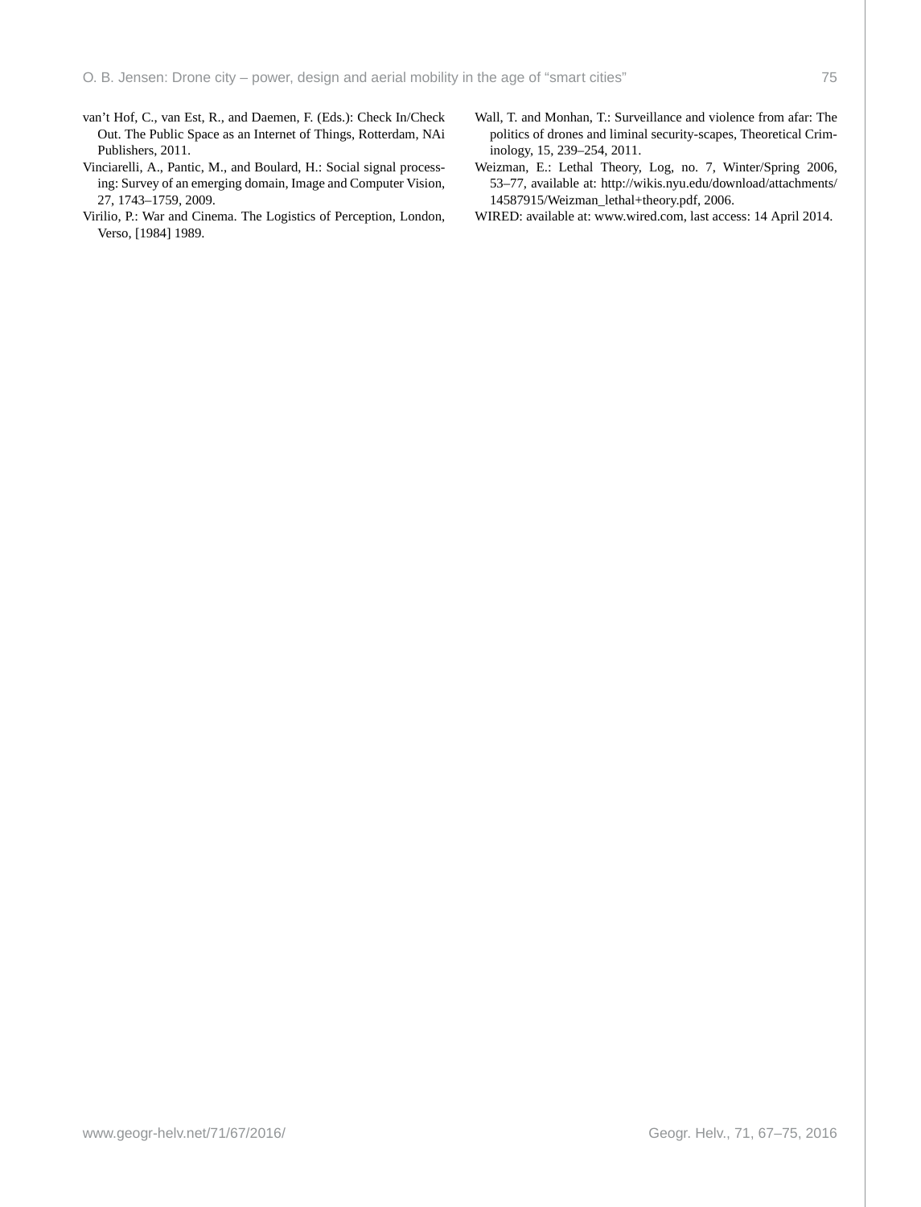van't Hof, C., van Est, R., and Daemen, F. (Eds.): Check In/Check Out. The Public Space as an Internet of Things, Rotterdam, NAi Publishers, 2011.

Vinciarelli, A., Pantic, M., and Boulard, H.: Social signal processing: Survey of an emerging domain, Image and Computer Vision, 27, 1743–1759, 2009.

Virilio, P.: War and Cinema. The Logistics of Perception, London, Verso, [1984] 1989.

Wall, T. and Monhan, T.: Surveillance and violence from afar: The politics of drones and liminal security-scapes, Theoretical Criminology, 15, 239–254, 2011.

Weizman, E.: Lethal Theory, Log, no. 7, Winter/Spring 2006, 53–77, available at: http://wikis.nyu.edu/download/attachments/14587915/Weizman_lethal+theory.pdf, 2006.

WIRED: available at: www.wired.com, last access: 14 April 2014.